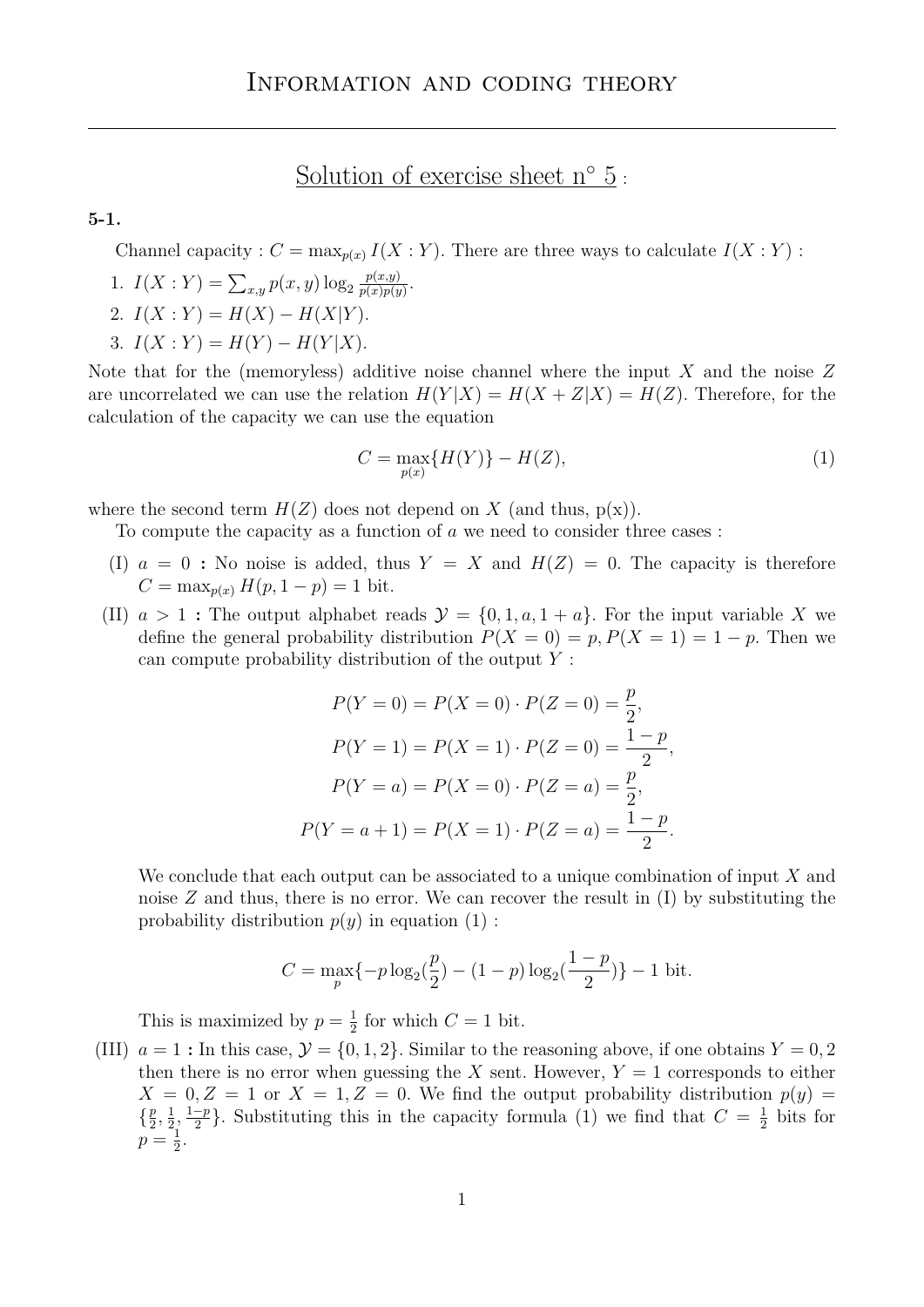# Information and coding theory

## Solution of exercise sheet n° 5 :

**5-1.**

Channel capacity : $C = \max_{p(x)} I(X:Y)$. There are three ways to calculate $I(X:Y)$ :

1. $I(X:Y) = \sum_{x,y} p(x,y) \log_2 \frac{p(x,y)}{p(x)p(y)}$.
2. $I(X:Y) = H(X) - H(X|Y)$.
3. $I(X:Y) = H(Y) - H(Y|X)$.

Note that for the (memoryless) additive noise channel where the input $X$ and the noise $Z$ are uncorrelated we can use the relation $H(Y|X) = H(X+Z|X) = H(Z)$. Therefore, for the calculation of the capacity we can use the equation

$$C = \max_{p(x)} \{H(Y)\} - H(Z), \tag{1}$$

where the second term $H(Z)$ does not depend on $X$ (and thus, p(x)).

To compute the capacity as a function of $a$ we need to consider three cases :

(I) $a = 0$ **:** No noise is added, thus $Y = X$ and $H(Z) = 0$. The capacity is therefore $C = \max_{p(x)} H(p, 1-p) = 1$ bit.

(II) $a > 1$ **:** The output alphabet reads $\mathcal{Y} = \{0, 1, a, 1+a\}$. For the input variable $X$ we define the general probability distribution $P(X=0) = p, P(X=1) = 1-p$. Then we can compute probability distribution of the output $Y$ :

$$P(Y=0) = P(X=0) \cdot P(Z=0) = \frac{p}{2},$$
$$P(Y=1) = P(X=1) \cdot P(Z=0) = \frac{1-p}{2},$$
$$P(Y=a) = P(X=0) \cdot P(Z=a) = \frac{p}{2},$$
$$P(Y=a+1) = P(X=1) \cdot P(Z=a) = \frac{1-p}{2}.$$

We conclude that each output can be associated to a unique combination of input $X$ and noise $Z$ and thus, there is no error. We can recover the result in (I) by substituting the probability distribution $p(y)$ in equation (1) :

$$C = \max_{p} \{-p \log_2(\frac{p}{2}) - (1-p) \log_2(\frac{1-p}{2})\} - 1 \text{ bit}.$$

This is maximized by $p = \frac{1}{2}$ for which $C = 1$ bit.

(III) $a = 1$ **:** In this case, $\mathcal{Y} = \{0, 1, 2\}$. Similar to the reasoning above, if one obtains $Y = 0, 2$ then there is no error when guessing the $X$ sent. However, $Y = 1$ corresponds to either $X = 0, Z = 1$ or $X = 1, Z = 0$. We find the output probability distribution $p(y) = \{\frac{p}{2}, \frac{1}{2}, \frac{1-p}{2}\}$. Substituting this in the capacity formula (1) we find that $C = \frac{1}{2}$ bits for $p = \frac{1}{2}$.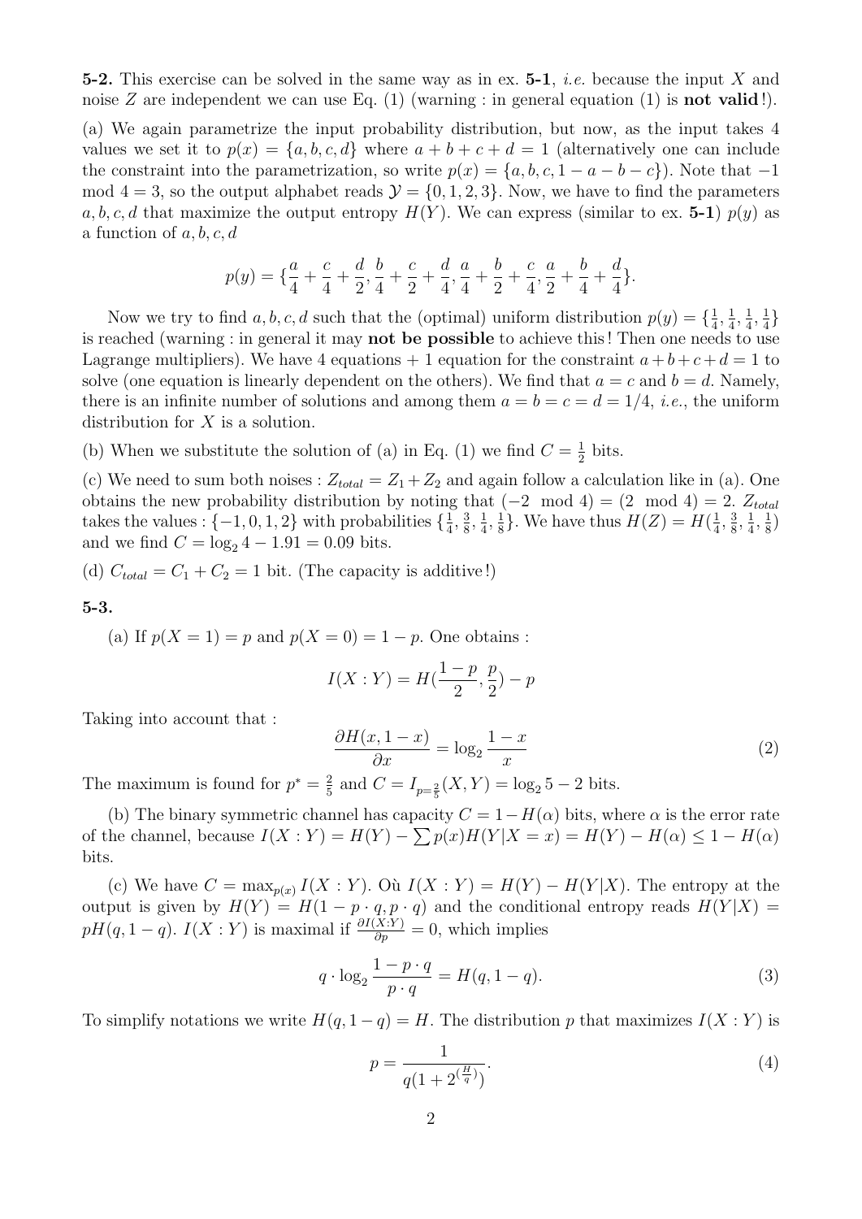**5-2.** This exercise can be solved in the same way as in ex. **5-1**, *i.e.* because the input $X$ and noise $Z$ are independent we can use Eq. (1) (warning : in general equation (1) is **not valid**!).

(a) We again parametrize the input probability distribution, but now, as the input takes 4 values we set it to $p(x) = \{a, b, c, d\}$ where $a + b + c + d = 1$ (alternatively one can include the constraint into the parametrization, so write $p(x) = \{a, b, c, 1 - a - b - c\}$). Note that $-1 \mod 4 = 3$, so the output alphabet reads $\mathcal{Y} = \{0, 1, 2, 3\}$. Now, we have to find the parameters $a, b, c, d$ that maximize the output entropy $H(Y)$. We can express (similar to ex. **5-1**) $p(y)$ as a function of $a, b, c, d$

$$p(y) = \{\frac{a}{4} + \frac{c}{4} + \frac{d}{2}, \frac{b}{4} + \frac{c}{2} + \frac{d}{4}, \frac{a}{4} + \frac{b}{2} + \frac{c}{4}, \frac{a}{2} + \frac{b}{4} + \frac{d}{4}\}.$$

Now we try to find $a, b, c, d$ such that the (optimal) uniform distribution $p(y) = \{\frac{1}{4}, \frac{1}{4}, \frac{1}{4}, \frac{1}{4}\}$ is reached (warning : in general it may **not be possible** to achieve this! Then one needs to use Lagrange multipliers). We have 4 equations + 1 equation for the constraint $a+b+c+d = 1$ to solve (one equation is linearly dependent on the others). We find that $a = c$ and $b = d$. Namely, there is an infinite number of solutions and among them $a = b = c = d = 1/4$, *i.e.*, the uniform distribution for $X$ is a solution.

(b) When we substitute the solution of (a) in Eq. (1) we find $C = \frac{1}{2}$ bits.

(c) We need to sum both noises : $Z_{total} = Z_1 + Z_2$ and again follow a calculation like in (a). One obtains the new probability distribution by noting that $(-2 \mod 4) = (2 \mod 4) = 2$. $Z_{total}$ takes the values : $\{-1, 0, 1, 2\}$ with probabilities $\{\frac{1}{4}, \frac{3}{8}, \frac{1}{4}, \frac{1}{8}\}$. We have thus $H(Z) = H(\frac{1}{4}, \frac{3}{8}, \frac{1}{4}, \frac{1}{8})$ and we find $C = \log_2 4 - 1.91 = 0.09$ bits.

(d) $C_{total} = C_1 + C_2 = 1$ bit. (The capacity is additive!)

**5-3.**

(a) If $p(X = 1) = p$ and $p(X = 0) = 1 - p$. One obtains :

$$I(X : Y) = H(\frac{1-p}{2}, \frac{p}{2}) - p$$

Taking into account that :

$$\frac{\partial H(x, 1-x)}{\partial x} = \log_2 \frac{1-x}{x} \tag{2}$$

The maximum is found for $p^* = \frac{2}{5}$ and $C = I_{p=\frac{2}{5}}(X, Y) = \log_2 5 - 2$ bits.

(b) The binary symmetric channel has capacity $C = 1 - H(\alpha)$ bits, where $\alpha$ is the error rate of the channel, because $I(X : Y) = H(Y) - \sum p(x) H(Y|X = x) = H(Y) - H(\alpha) \leq 1 - H(\alpha)$ bits.

(c) We have $C = \max_{p(x)} I(X : Y)$. Où $I(X : Y) = H(Y) - H(Y|X)$. The entropy at the output is given by $H(Y) = H(1 - p \cdot q, p \cdot q)$ and the conditional entropy reads $H(Y|X) = pH(q, 1-q)$. $I(X : Y)$ is maximal if $\frac{\partial I(X:Y)}{\partial p} = 0$, which implies

$$q \cdot \log_2 \frac{1 - p \cdot q}{p \cdot q} = H(q, 1-q). \tag{3}$$

To simplify notations we write $H(q, 1-q) = H$. The distribution $p$ that maximizes $I(X : Y)$ is

$$p = \frac{1}{q(1 + 2^{(\frac{H}{q})})}. \tag{4}$$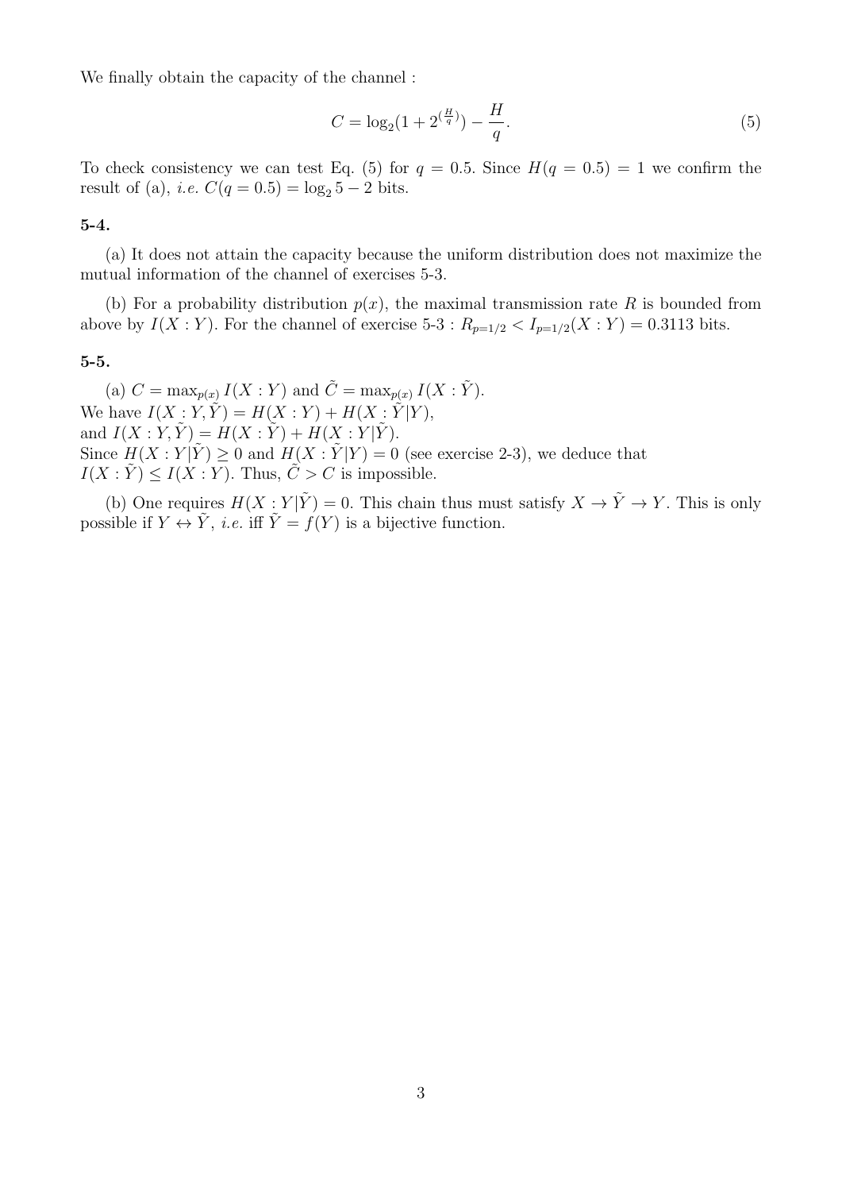We finally obtain the capacity of the channel :

$$C = \log_2(1 + 2^{(\frac{H}{q})}) - \frac{H}{q}. \tag{5}$$

To check consistency we can test Eq. (5) for $q = 0.5$. Since $H(q = 0.5) = 1$ we confirm the result of (a), *i.e.* $C(q = 0.5) = \log_2 5 - 2$ bits.

**5-4.**

(a) It does not attain the capacity because the uniform distribution does not maximize the mutual information of the channel of exercises 5-3.

(b) For a probability distribution $p(x)$, the maximal transmission rate $R$ is bounded from above by $I(X : Y)$. For the channel of exercise 5-3 : $R_{p=1/2} < I_{p=1/2}(X : Y) = 0.3113$ bits.

**5-5.**

(a) $C = \max_{p(x)} I(X : Y)$ and $\tilde{C} = \max_{p(x)} I(X : \tilde{Y})$.
We have $I(X : Y, \tilde{Y}) = H(X : Y) + H(X : \tilde{Y}|Y)$,
and $I(X : Y, \tilde{Y}) = H(X : \tilde{Y}) + H(X : Y|\tilde{Y})$.
Since $H(X : Y|\tilde{Y}) \geq 0$ and $H(X : \tilde{Y}|Y) = 0$ (see exercise 2-3), we deduce that $I(X : \tilde{Y}) \leq I(X : Y)$. Thus, $\tilde{C} > C$ is impossible.

(b) One requires $H(X : Y|\tilde{Y}) = 0$. This chain thus must satisfy $X \to \tilde{Y} \to Y$. This is only possible if $Y \leftrightarrow \tilde{Y}$, *i.e.* iff $\tilde{Y} = f(Y)$ is a bijective function.